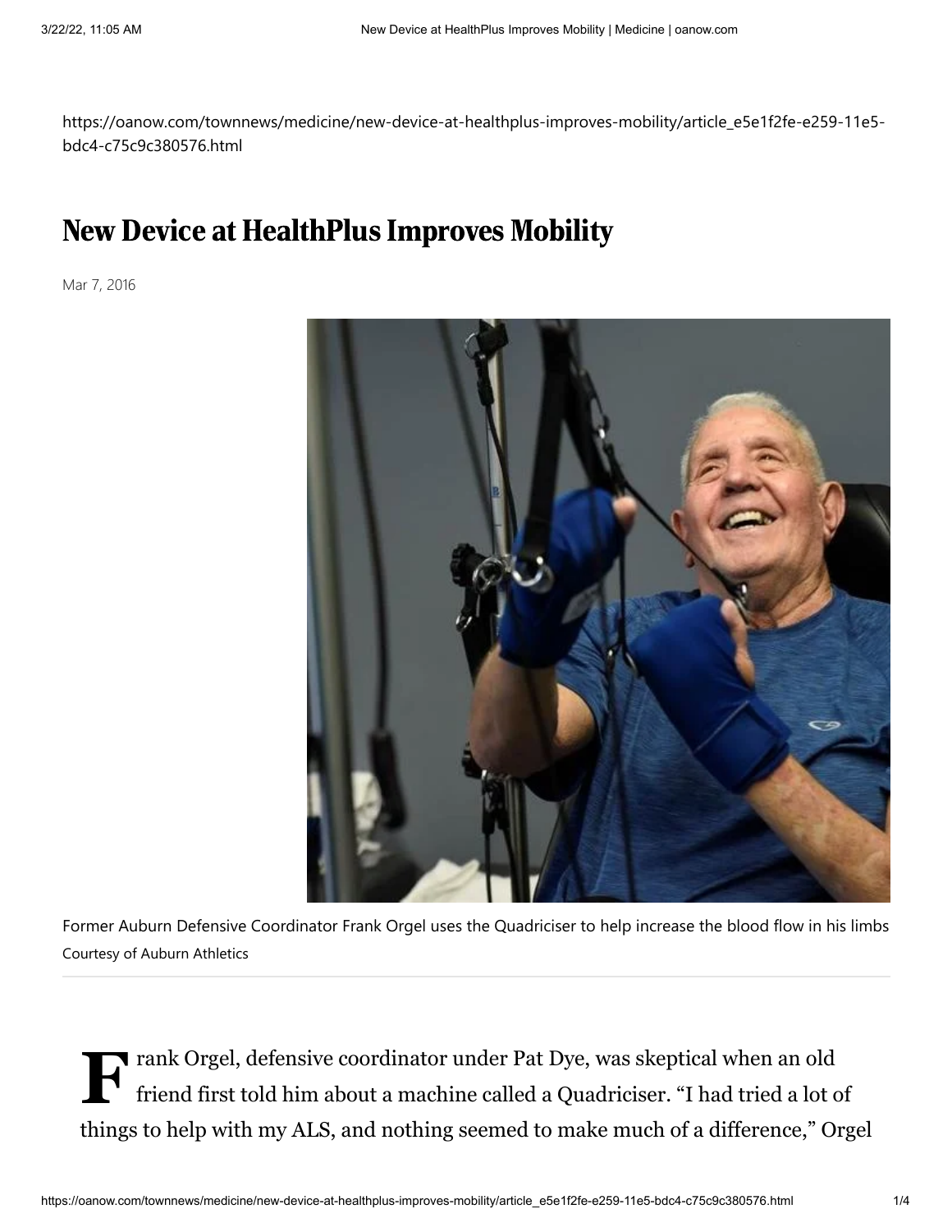https://oanow.com/townnews/medicine/new-device-at-healthplus-improves-mobility/article_e5e1f2fe-e259-11e5-bdc4-c75c9c380576.html

# New Device at HealthPlus Improves Mobility

Mar 7, 2016

Former Auburn Defensive Coordinator Frank Orgel uses the Quadriciser to help increase the blood flow in his limbs
Courtesy of Auburn Athletics

Frank Orgel, defensive coordinator under Pat Dye, was skeptical when an old friend first told him about a machine called a Quadriciser. "I had tried a lot of things to help with my ALS, and nothing seemed to make much of a difference," Orgel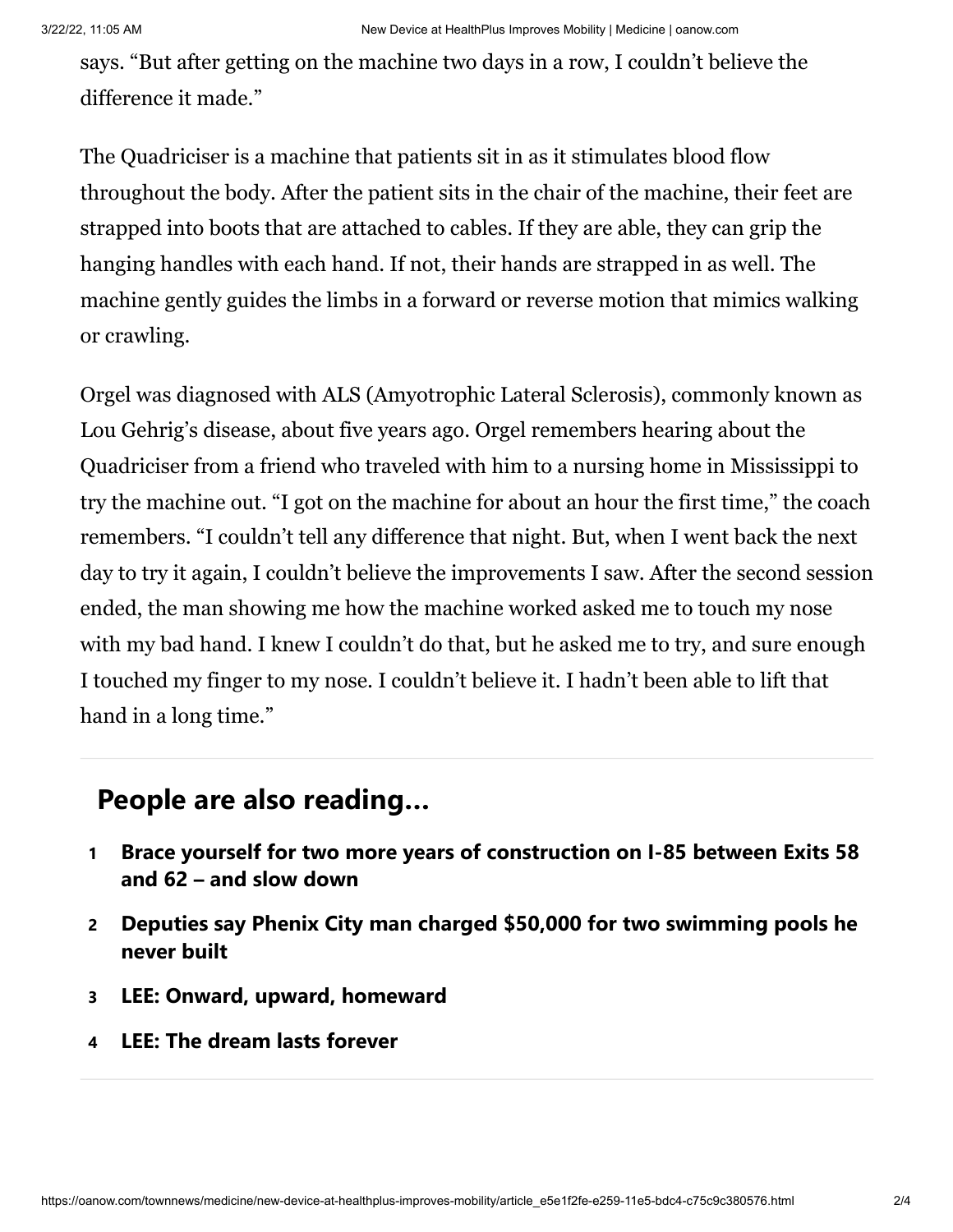says. "But after getting on the machine two days in a row, I couldn't believe the difference it made."

The Quadriciser is a machine that patients sit in as it stimulates blood flow throughout the body. After the patient sits in the chair of the machine, their feet are strapped into boots that are attached to cables. If they are able, they can grip the hanging handles with each hand. If not, their hands are strapped in as well. The machine gently guides the limbs in a forward or reverse motion that mimics walking or crawling.

Orgel was diagnosed with ALS (Amyotrophic Lateral Sclerosis), commonly known as Lou Gehrig's disease, about five years ago. Orgel remembers hearing about the Quadriciser from a friend who traveled with him to a nursing home in Mississippi to try the machine out. "I got on the machine for about an hour the first time," the coach remembers. "I couldn't tell any difference that night. But, when I went back the next day to try it again, I couldn't believe the improvements I saw. After the second session ended, the man showing me how the machine worked asked me to touch my nose with my bad hand. I knew I couldn't do that, but he asked me to try, and sure enough I touched my finger to my nose. I couldn't believe it. I hadn't been able to lift that hand in a long time."

## People are also reading…

1. **Brace yourself for two more years of construction on I-85 between Exits 58 and 62 – and slow down**
2. **Deputies say Phenix City man charged $50,000 for two swimming pools he never built**
3. **LEE: Onward, upward, homeward**
4. **LEE: The dream lasts forever**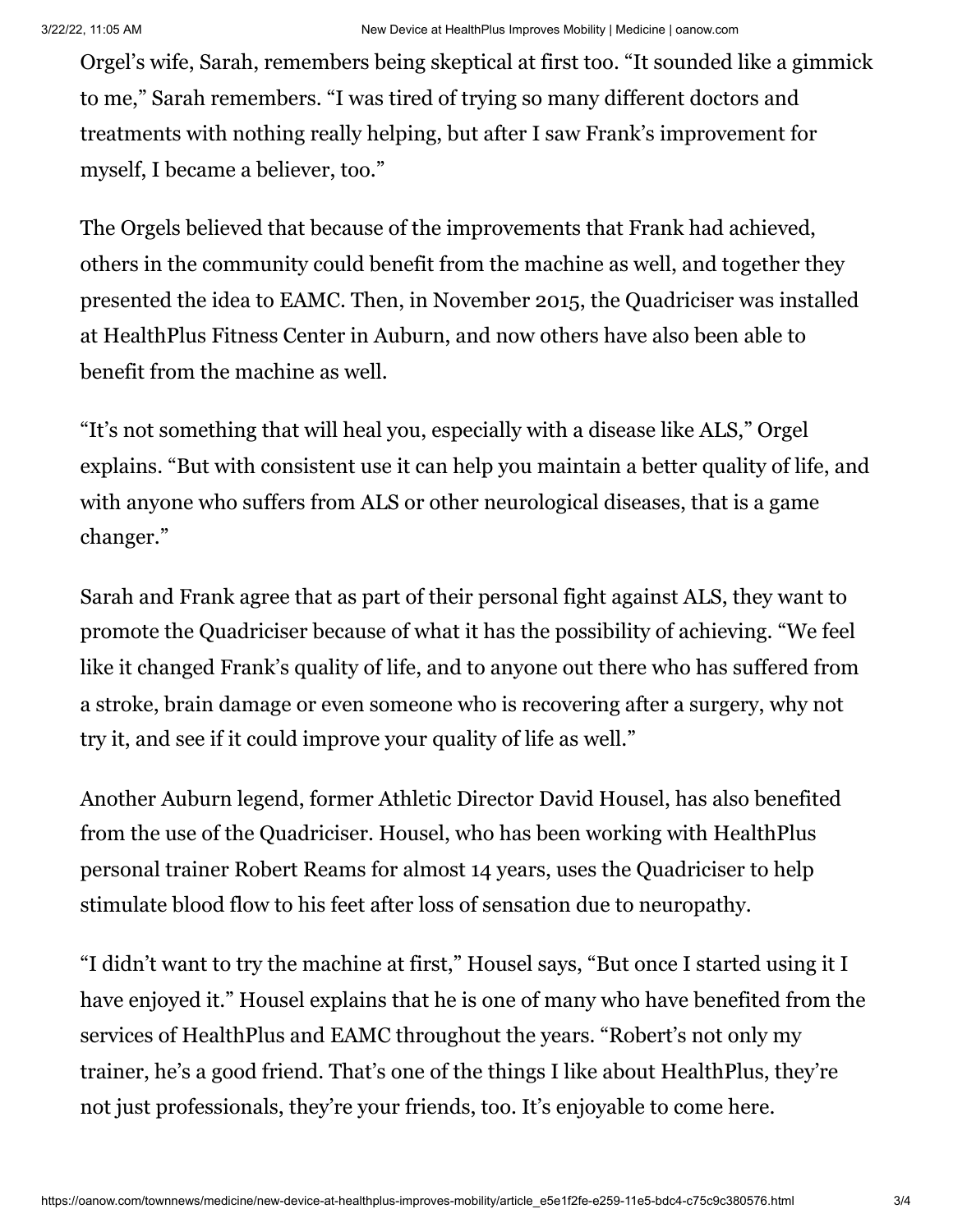Orgel's wife, Sarah, remembers being skeptical at first too. "It sounded like a gimmick to me," Sarah remembers. "I was tired of trying so many different doctors and treatments with nothing really helping, but after I saw Frank's improvement for myself, I became a believer, too."

The Orgels believed that because of the improvements that Frank had achieved, others in the community could benefit from the machine as well, and together they presented the idea to EAMC. Then, in November 2015, the Quadriciser was installed at HealthPlus Fitness Center in Auburn, and now others have also been able to benefit from the machine as well.

"It's not something that will heal you, especially with a disease like ALS," Orgel explains. "But with consistent use it can help you maintain a better quality of life, and with anyone who suffers from ALS or other neurological diseases, that is a game changer."

Sarah and Frank agree that as part of their personal fight against ALS, they want to promote the Quadriciser because of what it has the possibility of achieving. "We feel like it changed Frank's quality of life, and to anyone out there who has suffered from a stroke, brain damage or even someone who is recovering after a surgery, why not try it, and see if it could improve your quality of life as well."

Another Auburn legend, former Athletic Director David Housel, has also benefited from the use of the Quadriciser. Housel, who has been working with HealthPlus personal trainer Robert Reams for almost 14 years, uses the Quadriciser to help stimulate blood flow to his feet after loss of sensation due to neuropathy.

"I didn't want to try the machine at first," Housel says, "But once I started using it I have enjoyed it." Housel explains that he is one of many who have benefited from the services of HealthPlus and EAMC throughout the years. "Robert's not only my trainer, he's a good friend. That's one of the things I like about HealthPlus, they're not just professionals, they're your friends, too. It's enjoyable to come here.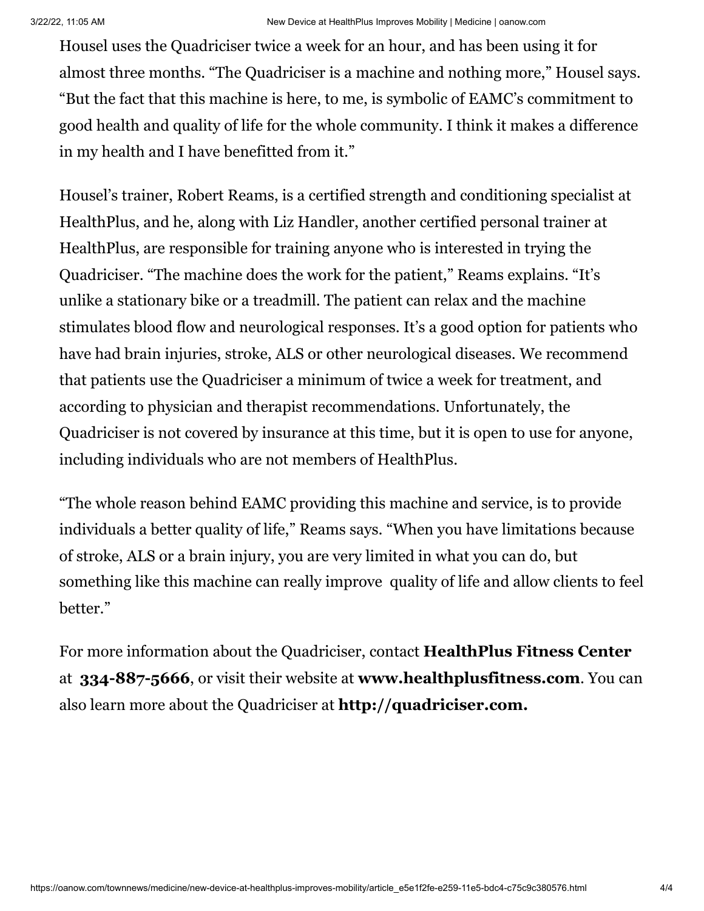Housel uses the Quadriciser twice a week for an hour, and has been using it for almost three months. “The Quadriciser is a machine and nothing more,” Housel says. “But the fact that this machine is here, to me, is symbolic of EAMC’s commitment to good health and quality of life for the whole community. I think it makes a difference in my health and I have benefitted from it.”

Housel’s trainer, Robert Reams, is a certified strength and conditioning specialist at HealthPlus, and he, along with Liz Handler, another certified personal trainer at HealthPlus, are responsible for training anyone who is interested in trying the Quadriciser. “The machine does the work for the patient,” Reams explains. “It’s unlike a stationary bike or a treadmill. The patient can relax and the machine stimulates blood flow and neurological responses. It’s a good option for patients who have had brain injuries, stroke, ALS or other neurological diseases. We recommend that patients use the Quadriciser a minimum of twice a week for treatment, and according to physician and therapist recommendations. Unfortunately, the Quadriciser is not covered by insurance at this time, but it is open to use for anyone, including individuals who are not members of HealthPlus.

“The whole reason behind EAMC providing this machine and service, is to provide individuals a better quality of life,” Reams says. “When you have limitations because of stroke, ALS or a brain injury, you are very limited in what you can do, but something like this machine can really improve quality of life and allow clients to feel better.”

For more information about the Quadriciser, contact **HealthPlus Fitness Center** at **334-887-5666**, or visit their website at **www.healthplusfitness.com**. You can also learn more about the Quadriciser at **http://quadriciser.com.**